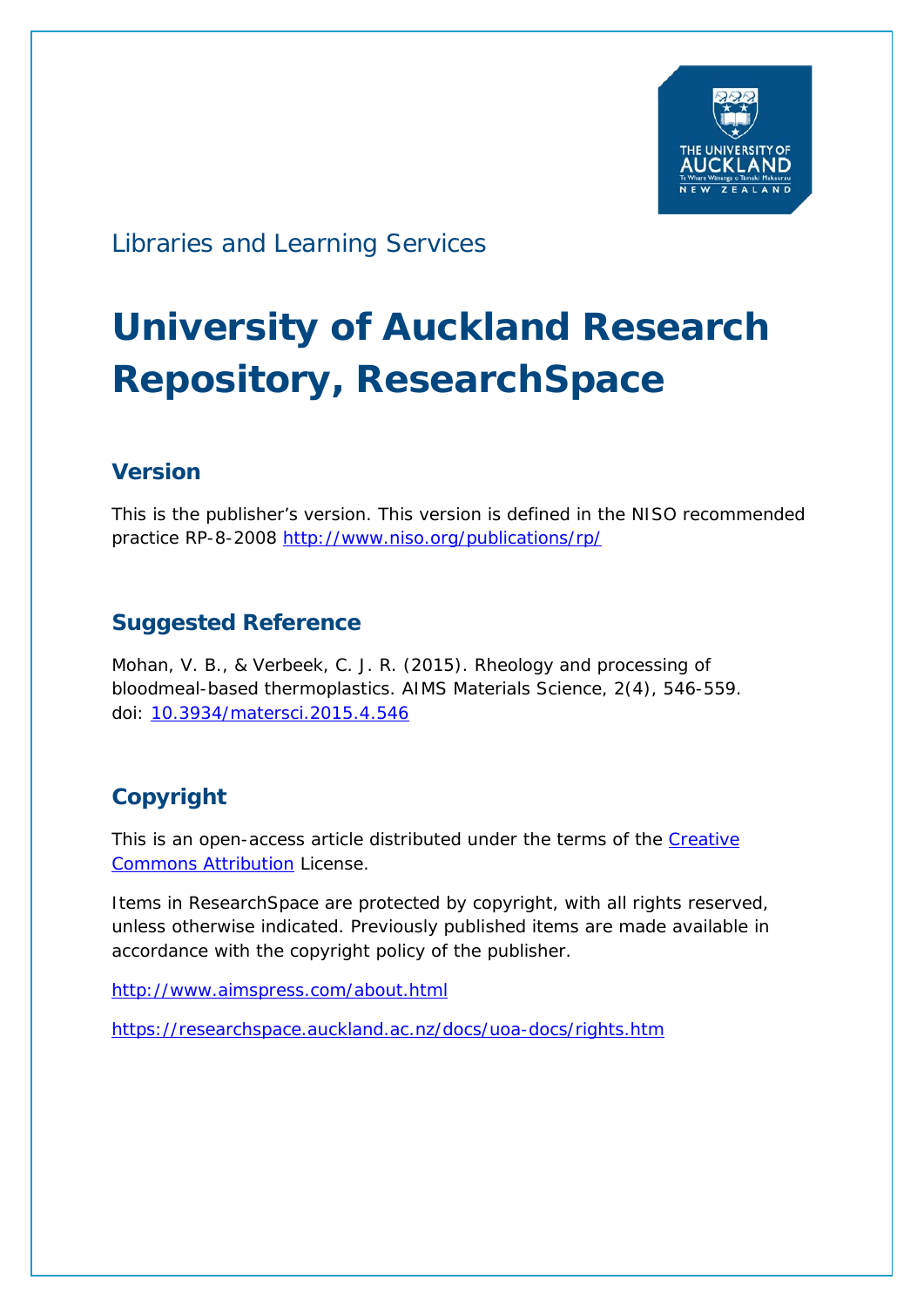Libraries and Learning Services

# University of Auckland Research Repository, ResearchSpace

## Version

This is the publisher's version. This version is defined in the NISO recommended practice RP-8-2008 http://www.niso.org/publications/rp/

## Suggested Reference

Mohan, V. B., & Verbeek, C. J. R. (2015). Rheology and processing of bloodmeal-based thermoplastics. AIMS Materials Science, 2(4), 546-559. doi: 10.3934/matersci.2015.4.546

## Copyright

This is an open-access article distributed under the terms of the Creative Commons Attribution License.

Items in ResearchSpace are protected by copyright, with all rights reserved, unless otherwise indicated. Previously published items are made available in accordance with the copyright policy of the publisher.

http://www.aimspress.com/about.html

https://researchspace.auckland.ac.nz/docs/uoa-docs/rights.htm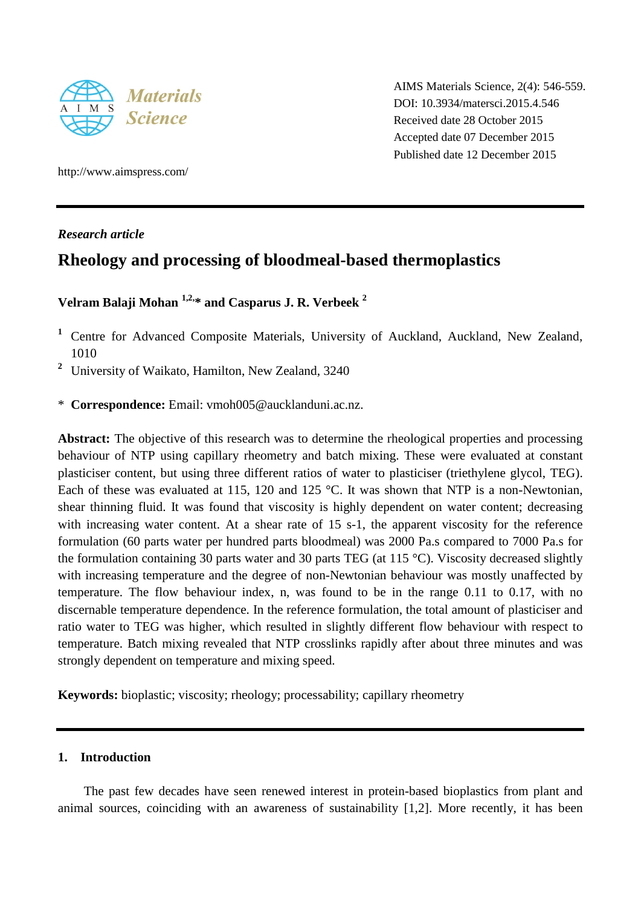# Rheology and processing of bloodmeal-based thermoplastics

**Velram Balaji Mohan** [1,2,*] **and Casparus J. R. Verbeek** [2]

[1] Centre for Advanced Composite Materials, University of Auckland, Auckland, New Zealand, 1010

[2] University of Waikato, Hamilton, New Zealand, 3240

\* **Correspondence:** Email: vmoh005@aucklanduni.ac.nz.

**Abstract:** The objective of this research was to determine the rheological properties and processing behaviour of NTP using capillary rheometry and batch mixing. These were evaluated at constant plasticiser content, but using three different ratios of water to plasticiser (triethylene glycol, TEG). Each of these was evaluated at 115, 120 and 125 °C. It was shown that NTP is a non-Newtonian, shear thinning fluid. It was found that viscosity is highly dependent on water content; decreasing with increasing water content. At a shear rate of 15 s-1, the apparent viscosity for the reference formulation (60 parts water per hundred parts bloodmeal) was 2000 Pa.s compared to 7000 Pa.s for the formulation containing 30 parts water and 30 parts TEG (at 115 °C). Viscosity decreased slightly with increasing temperature and the degree of non-Newtonian behaviour was mostly unaffected by temperature. The flow behaviour index, n, was found to be in the range 0.11 to 0.17, with no discernable temperature dependence. In the reference formulation, the total amount of plasticiser and ratio water to TEG was higher, which resulted in slightly different flow behaviour with respect to temperature. Batch mixing revealed that NTP crosslinks rapidly after about three minutes and was strongly dependent on temperature and mixing speed.

**Keywords:** bioplastic; viscosity; rheology; processability; capillary rheometry

## 1. Introduction

The past few decades have seen renewed interest in protein-based bioplastics from plant and animal sources, coinciding with an awareness of sustainability [1,2]. More recently, it has been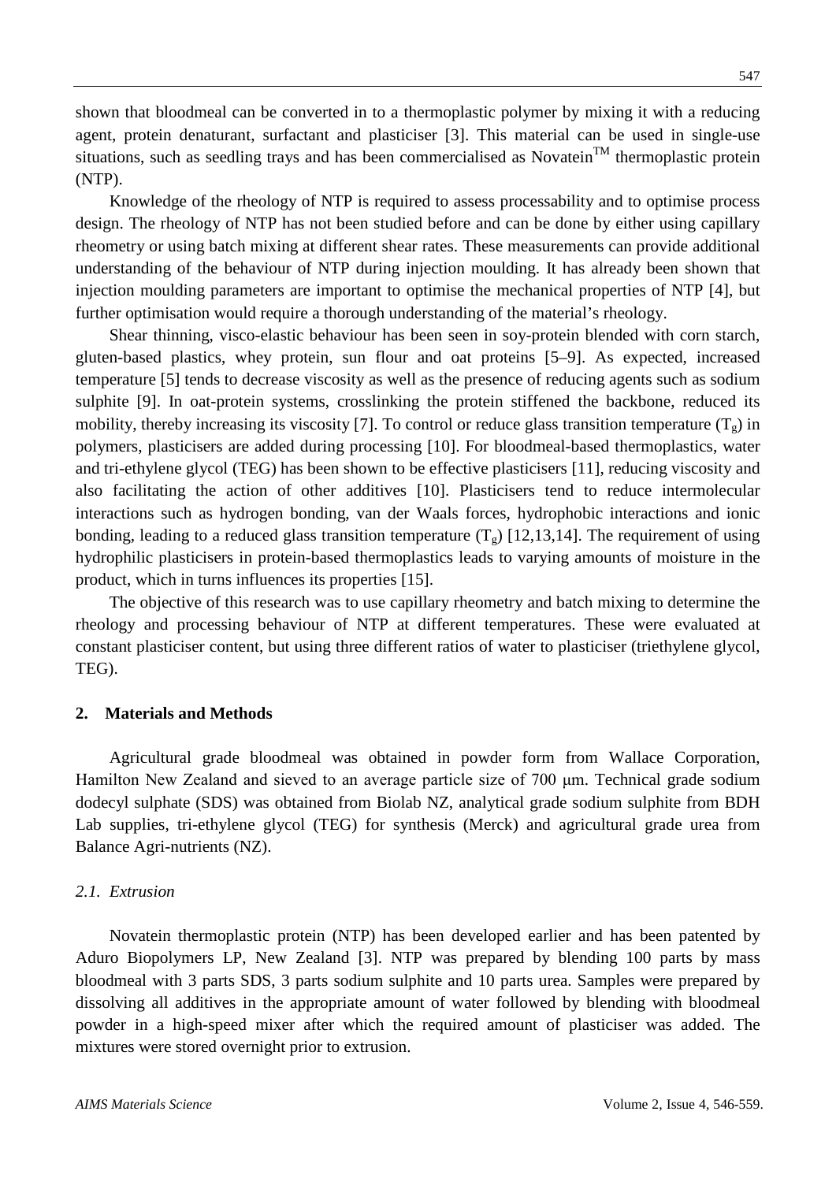shown that bloodmeal can be converted in to a thermoplastic polymer by mixing it with a reducing agent, protein denaturant, surfactant and plasticiser [3]. This material can be used in single-use situations, such as seedling trays and has been commercialised as Novatein™ thermoplastic protein (NTP).

Knowledge of the rheology of NTP is required to assess processability and to optimise process design. The rheology of NTP has not been studied before and can be done by either using capillary rheometry or using batch mixing at different shear rates. These measurements can provide additional understanding of the behaviour of NTP during injection moulding. It has already been shown that injection moulding parameters are important to optimise the mechanical properties of NTP [4], but further optimisation would require a thorough understanding of the material's rheology.

Shear thinning, visco-elastic behaviour has been seen in soy-protein blended with corn starch, gluten-based plastics, whey protein, sun flour and oat proteins [5–9]. As expected, increased temperature [5] tends to decrease viscosity as well as the presence of reducing agents such as sodium sulphite [9]. In oat-protein systems, crosslinking the protein stiffened the backbone, reduced its mobility, thereby increasing its viscosity [7]. To control or reduce glass transition temperature ($T_g$) in polymers, plasticisers are added during processing [10]. For bloodmeal-based thermoplastics, water and tri-ethylene glycol (TEG) has been shown to be effective plasticisers [11], reducing viscosity and also facilitating the action of other additives [10]. Plasticisers tend to reduce intermolecular interactions such as hydrogen bonding, van der Waals forces, hydrophobic interactions and ionic bonding, leading to a reduced glass transition temperature ($T_g$) [12,13,14]. The requirement of using hydrophilic plasticisers in protein-based thermoplastics leads to varying amounts of moisture in the product, which in turns influences its properties [15].

The objective of this research was to use capillary rheometry and batch mixing to determine the rheology and processing behaviour of NTP at different temperatures. These were evaluated at constant plasticiser content, but using three different ratios of water to plasticiser (triethylene glycol, TEG).

## 2. Materials and Methods

Agricultural grade bloodmeal was obtained in powder form from Wallace Corporation, Hamilton New Zealand and sieved to an average particle size of 700 μm. Technical grade sodium dodecyl sulphate (SDS) was obtained from Biolab NZ, analytical grade sodium sulphite from BDH Lab supplies, tri-ethylene glycol (TEG) for synthesis (Merck) and agricultural grade urea from Balance Agri-nutrients (NZ).

### *2.1. Extrusion*

Novatein thermoplastic protein (NTP) has been developed earlier and has been patented by Aduro Biopolymers LP, New Zealand [3]. NTP was prepared by blending 100 parts by mass bloodmeal with 3 parts SDS, 3 parts sodium sulphite and 10 parts urea. Samples were prepared by dissolving all additives in the appropriate amount of water followed by blending with bloodmeal powder in a high-speed mixer after which the required amount of plasticiser was added. The mixtures were stored overnight prior to extrusion.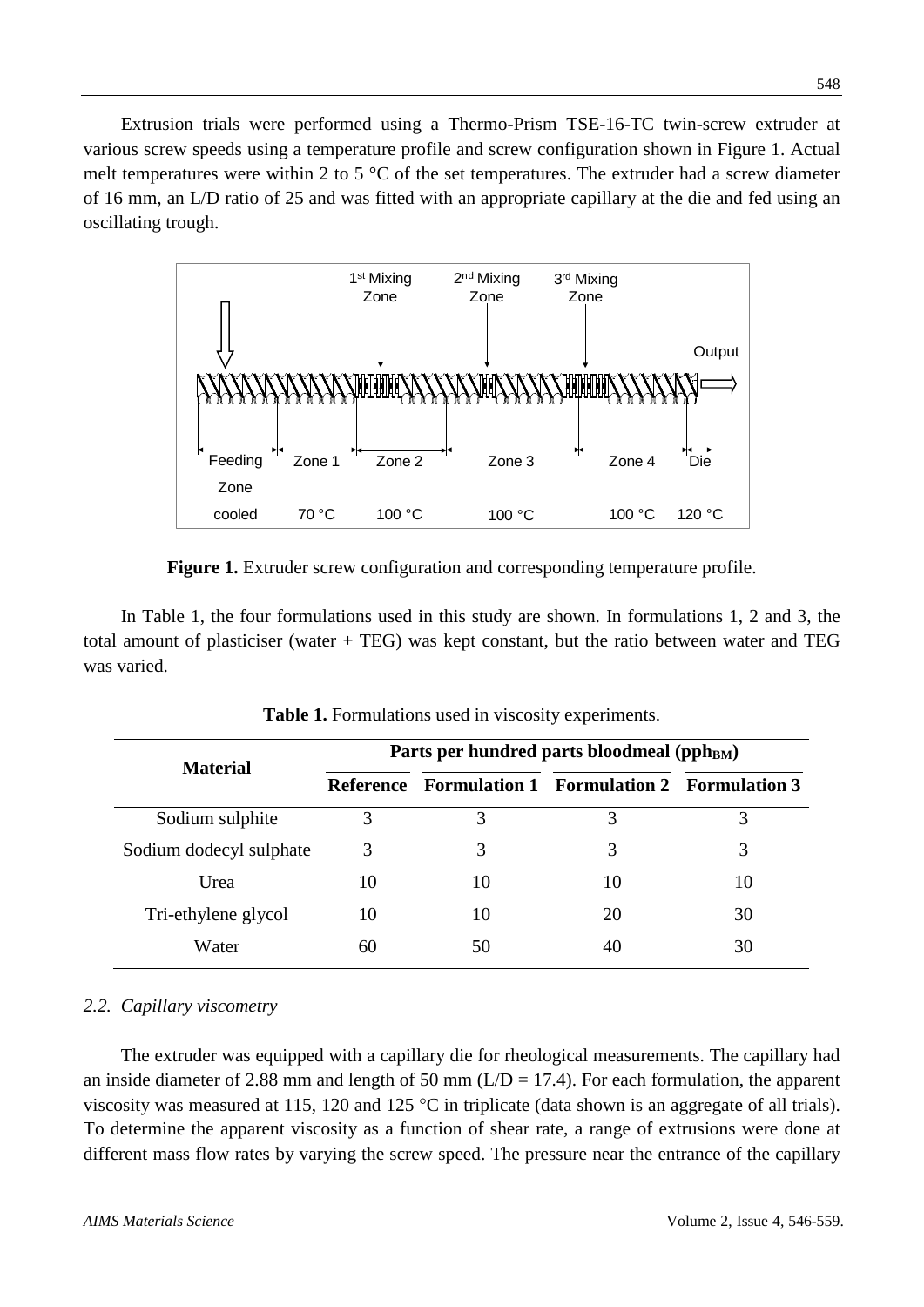Extrusion trials were performed using a Thermo-Prism TSE-16-TC twin-screw extruder at various screw speeds using a temperature profile and screw configuration shown in Figure 1. Actual melt temperatures were within 2 to 5 °C of the set temperatures. The extruder had a screw diameter of 16 mm, an L/D ratio of 25 and was fitted with an appropriate capillary at the die and fed using an oscillating trough.

**Figure 1.** Extruder screw configuration and corresponding temperature profile.

In Table 1, the four formulations used in this study are shown. In formulations 1, 2 and 3, the total amount of plasticiser (water + TEG) was kept constant, but the ratio between water and TEG was varied.

**Table 1.** Formulations used in viscosity experiments.

| Material | Parts per hundred parts bloodmeal ($pph_{BM}$) | | | |
|---|---|---|---|---|
| | Reference | Formulation 1 | Formulation 2 | Formulation 3 |
| Sodium sulphite | 3 | 3 | 3 | 3 |
| Sodium dodecyl sulphate | 3 | 3 | 3 | 3 |
| Urea | 10 | 10 | 10 | 10 |
| Tri-ethylene glycol | 10 | 10 | 20 | 30 |
| Water | 60 | 50 | 40 | 30 |

### *2.2. Capillary viscometry*

The extruder was equipped with a capillary die for rheological measurements. The capillary had an inside diameter of 2.88 mm and length of 50 mm (L/D = 17.4). For each formulation, the apparent viscosity was measured at 115, 120 and 125 °C in triplicate (data shown is an aggregate of all trials). To determine the apparent viscosity as a function of shear rate, a range of extrusions were done at different mass flow rates by varying the screw speed. The pressure near the entrance of the capillary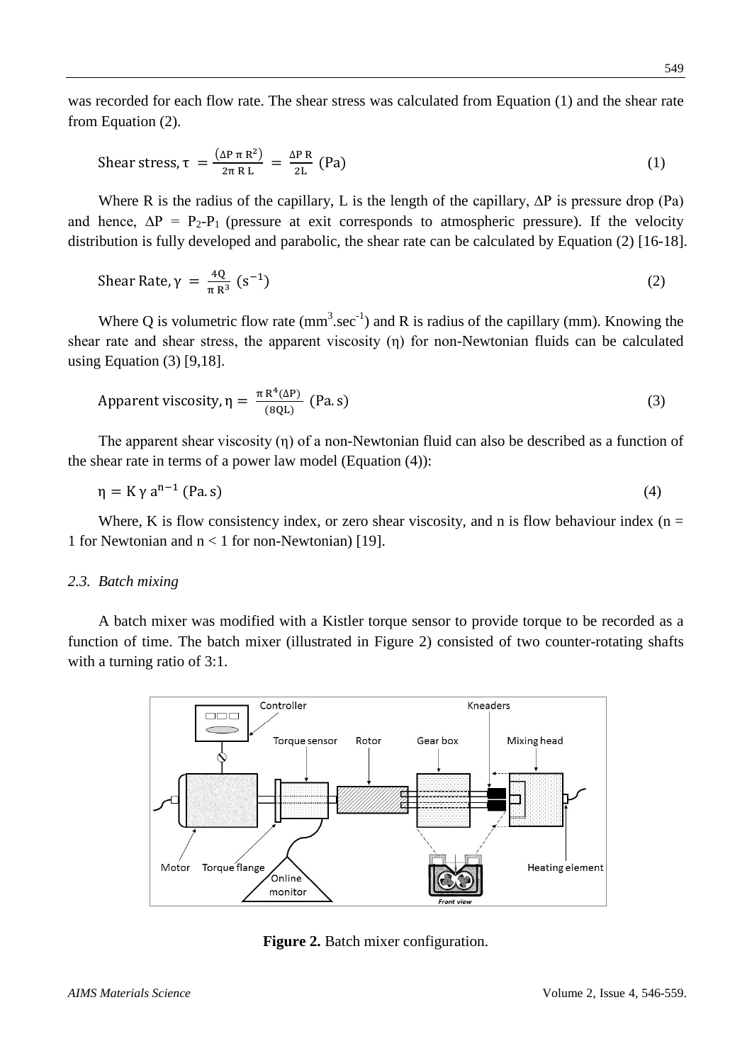was recorded for each flow rate. The shear stress was calculated from Equation (1) and the shear rate from Equation (2).

$$\text{Shear stress}, \tau = \frac{(\Delta P \, \pi \, R^2)}{2\pi \, R \, L} = \frac{\Delta P \, R}{2L} \text{ (Pa)} \tag{1}$$

Where R is the radius of the capillary, L is the length of the capillary, $\Delta P$ is pressure drop (Pa) and hence, $\Delta P = P_2 - P_1$ (pressure at exit corresponds to atmospheric pressure). If the velocity distribution is fully developed and parabolic, the shear rate can be calculated by Equation (2) [16-18].

$$\text{Shear Rate}, \gamma = \frac{4Q}{\pi \, R^3} \text{ (s}^{-1}\text{)} \tag{2}$$

Where Q is volumetric flow rate ($mm^3.sec^{-1}$) and R is radius of the capillary (mm). Knowing the shear rate and shear stress, the apparent viscosity ($\eta$) for non-Newtonian fluids can be calculated using Equation (3) [9,18].

$$\text{Apparent viscosity}, \eta = \frac{\pi \, R^4 (\Delta P)}{(8QL)} \text{ (Pa. s)} \tag{3}$$

The apparent shear viscosity ($\eta$) of a non-Newtonian fluid can also be described as a function of the shear rate in terms of a power law model (Equation (4)):

$$\eta = K \, \gamma \, a^{n-1} \text{ (Pa. s)} \tag{4}$$

Where, K is flow consistency index, or zero shear viscosity, and n is flow behaviour index ($n = 1$ for Newtonian and $n < 1$ for non-Newtonian) [19].

### *2.3. Batch mixing*

A batch mixer was modified with a Kistler torque sensor to provide torque to be recorded as a function of time. The batch mixer (illustrated in Figure 2) consisted of two counter-rotating shafts with a turning ratio of 3:1.

**Figure 2.** Batch mixer configuration.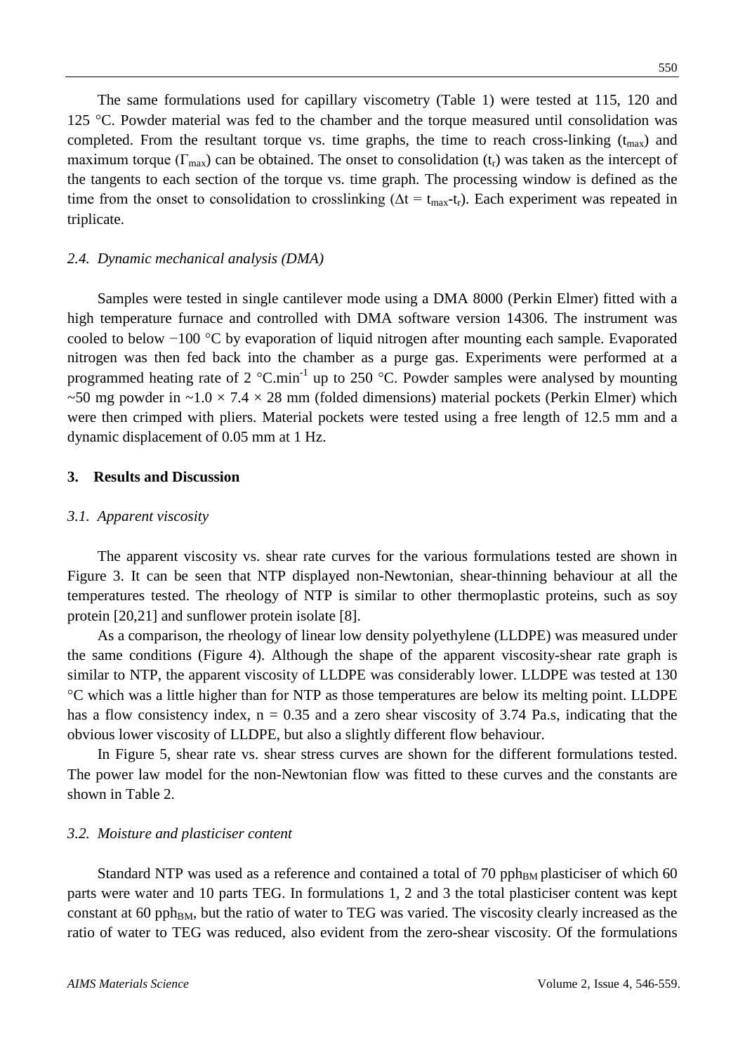The same formulations used for capillary viscometry (Table 1) were tested at 115, 120 and 125 °C. Powder material was fed to the chamber and the torque measured until consolidation was completed. From the resultant torque vs. time graphs, the time to reach cross-linking ($t_{max}$) and maximum torque ($\Gamma_{max}$) can be obtained. The onset to consolidation ($t_r$) was taken as the intercept of the tangents to each section of the torque vs. time graph. The processing window is defined as the time from the onset to consolidation to crosslinking ($\Delta t = t_{max} - t_r$). Each experiment was repeated in triplicate.

### 2.4. Dynamic mechanical analysis (DMA)

Samples were tested in single cantilever mode using a DMA 8000 (Perkin Elmer) fitted with a high temperature furnace and controlled with DMA software version 14306. The instrument was cooled to below −100 °C by evaporation of liquid nitrogen after mounting each sample. Evaporated nitrogen was then fed back into the chamber as a purge gas. Experiments were performed at a programmed heating rate of 2 °C.min$^{-1}$ up to 250 °C. Powder samples were analysed by mounting ~50 mg powder in ~1.0 × 7.4 × 28 mm (folded dimensions) material pockets (Perkin Elmer) which were then crimped with pliers. Material pockets were tested using a free length of 12.5 mm and a dynamic displacement of 0.05 mm at 1 Hz.

## 3. Results and Discussion

### 3.1. Apparent viscosity

The apparent viscosity vs. shear rate curves for the various formulations tested are shown in Figure 3. It can be seen that NTP displayed non-Newtonian, shear-thinning behaviour at all the temperatures tested. The rheology of NTP is similar to other thermoplastic proteins, such as soy protein [20,21] and sunflower protein isolate [8].

As a comparison, the rheology of linear low density polyethylene (LLDPE) was measured under the same conditions (Figure 4). Although the shape of the apparent viscosity-shear rate graph is similar to NTP, the apparent viscosity of LLDPE was considerably lower. LLDPE was tested at 130 °C which was a little higher than for NTP as those temperatures are below its melting point. LLDPE has a flow consistency index, $n = 0.35$ and a zero shear viscosity of 3.74 Pa.s, indicating that the obvious lower viscosity of LLDPE, but also a slightly different flow behaviour.

In Figure 5, shear rate vs. shear stress curves are shown for the different formulations tested. The power law model for the non-Newtonian flow was fitted to these curves and the constants are shown in Table 2.

### 3.2. Moisture and plasticiser content

Standard NTP was used as a reference and contained a total of 70 $pph_{BM}$ plasticiser of which 60 parts were water and 10 parts TEG. In formulations 1, 2 and 3 the total plasticiser content was kept constant at 60 $pph_{BM}$, but the ratio of water to TEG was varied. The viscosity clearly increased as the ratio of water to TEG was reduced, also evident from the zero-shear viscosity. Of the formulations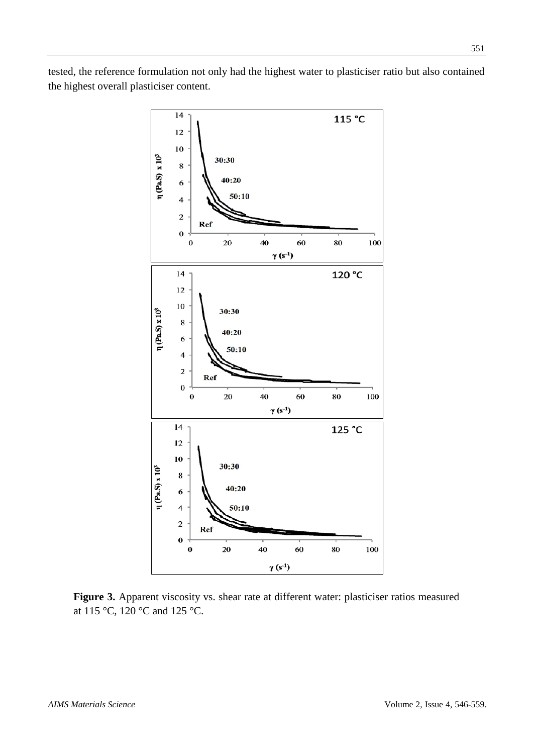tested, the reference formulation not only had the highest water to plasticiser ratio but also contained the highest overall plasticiser content.

**Figure 3.** Apparent viscosity vs. shear rate at different water: plasticiser ratios measured at 115 °C, 120 °C and 125 °C.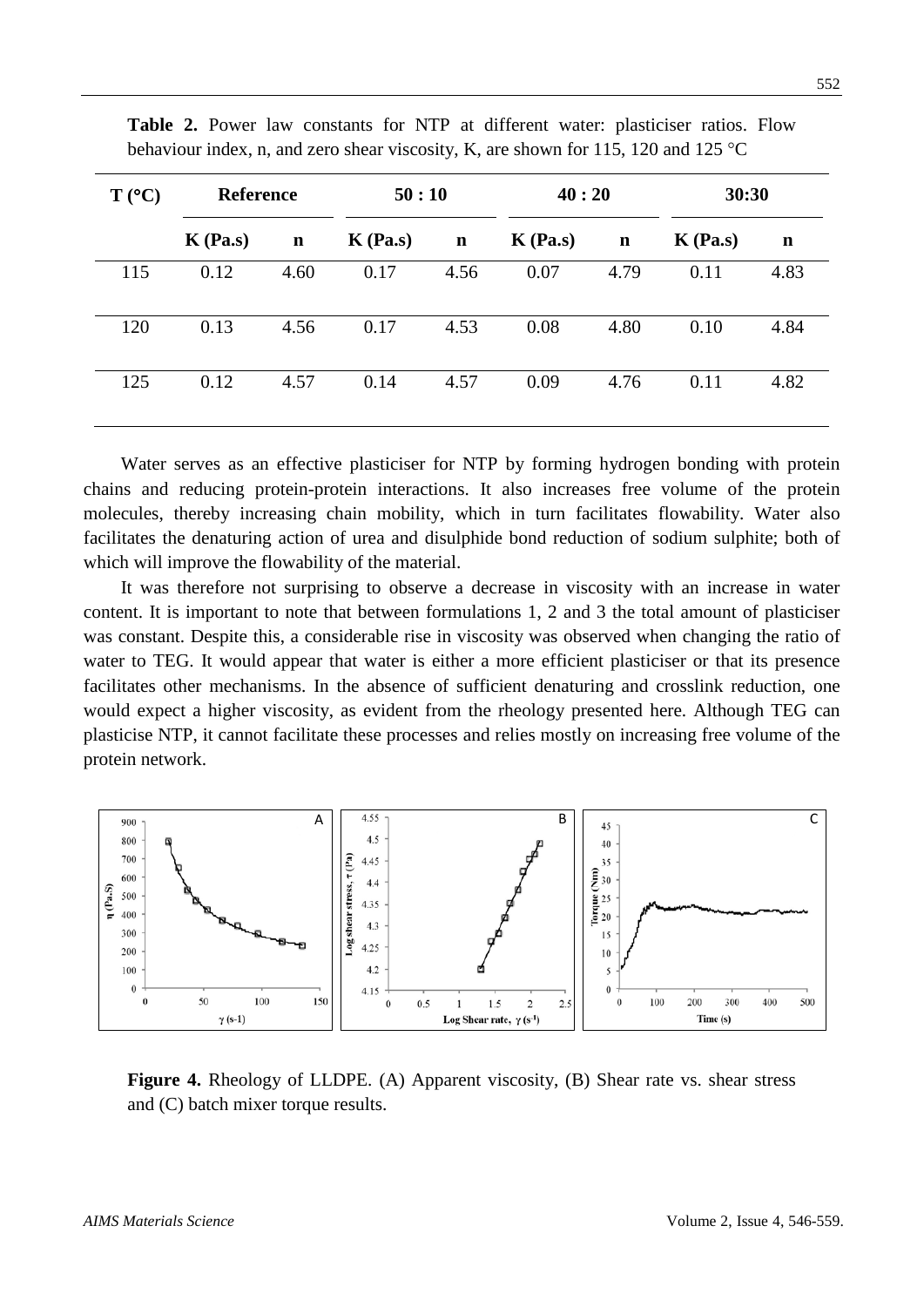**Table 2.** Power law constants for NTP at different water: plasticiser ratios. Flow behaviour index, n, and zero shear viscosity, K, are shown for 115, 120 and 125 °C

| T (°C) | Reference | | 50 : 10 | | 40 : 20 | | 30:30 | |
|---|---|---|---|---|---|---|---|---|
| | K (Pa.s) | n | K (Pa.s) | n | K (Pa.s) | n | K (Pa.s) | n |
| 115 | 0.12 | 4.60 | 0.17 | 4.56 | 0.07 | 4.79 | 0.11 | 4.83 |
| 120 | 0.13 | 4.56 | 0.17 | 4.53 | 0.08 | 4.80 | 0.10 | 4.84 |
| 125 | 0.12 | 4.57 | 0.14 | 4.57 | 0.09 | 4.76 | 0.11 | 4.82 |

Water serves as an effective plasticiser for NTP by forming hydrogen bonding with protein chains and reducing protein-protein interactions. It also increases free volume of the protein molecules, thereby increasing chain mobility, which in turn facilitates flowability. Water also facilitates the denaturing action of urea and disulphide bond reduction of sodium sulphite; both of which will improve the flowability of the material.

It was therefore not surprising to observe a decrease in viscosity with an increase in water content. It is important to note that between formulations 1, 2 and 3 the total amount of plasticiser was constant. Despite this, a considerable rise in viscosity was observed when changing the ratio of water to TEG. It would appear that water is either a more efficient plasticiser or that its presence facilitates other mechanisms. In the absence of sufficient denaturing and crosslink reduction, one would expect a higher viscosity, as evident from the rheology presented here. Although TEG can plasticise NTP, it cannot facilitate these processes and relies mostly on increasing free volume of the protein network.

**Figure 4.** Rheology of LLDPE. (A) Apparent viscosity, (B) Shear rate vs. shear stress and (C) batch mixer torque results.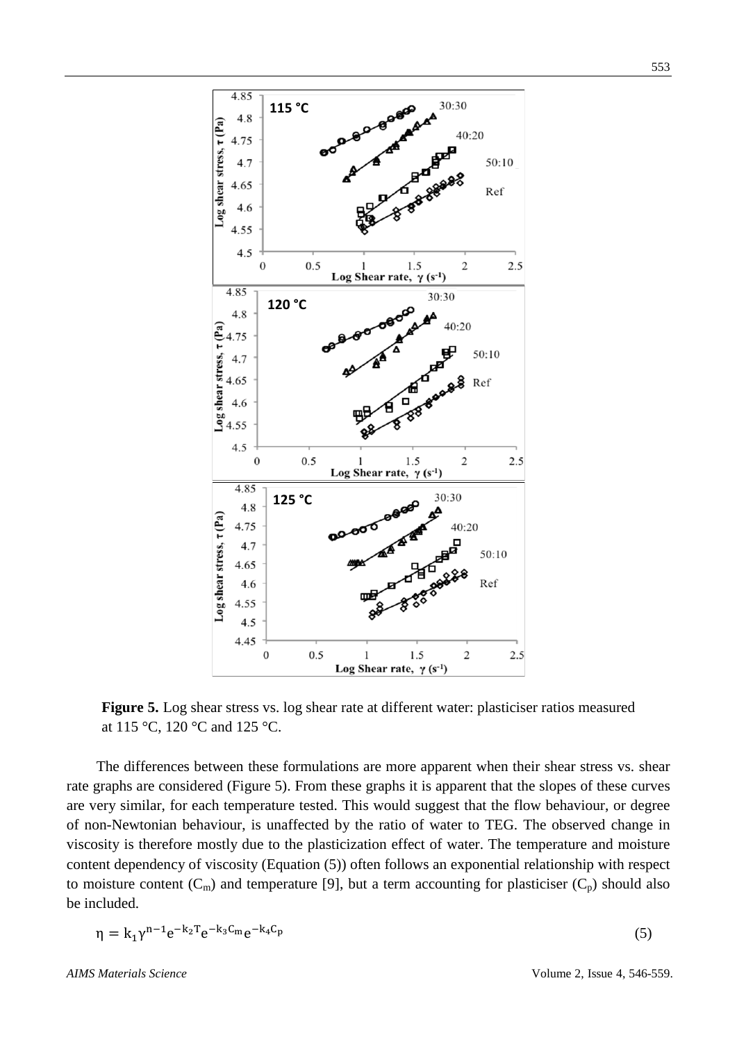**Figure 5.** Log shear stress vs. log shear rate at different water: plasticiser ratios measured at 115 °C, 120 °C and 125 °C.

The differences between these formulations are more apparent when their shear stress vs. shear rate graphs are considered (Figure 5). From these graphs it is apparent that the slopes of these curves are very similar, for each temperature tested. This would suggest that the flow behaviour, or degree of non-Newtonian behaviour, is unaffected by the ratio of water to TEG. The observed change in viscosity is therefore mostly due to the plasticization effect of water. The temperature and moisture content dependency of viscosity (Equation (5)) often follows an exponential relationship with respect to moisture content ($C_m$) and temperature [9], but a term accounting for plasticiser ($C_p$) should also be included.

$$\eta = k_1 \gamma^{n-1} e^{-k_2 T} e^{-k_3 C_m} e^{-k_4 C_p} \quad (5)$$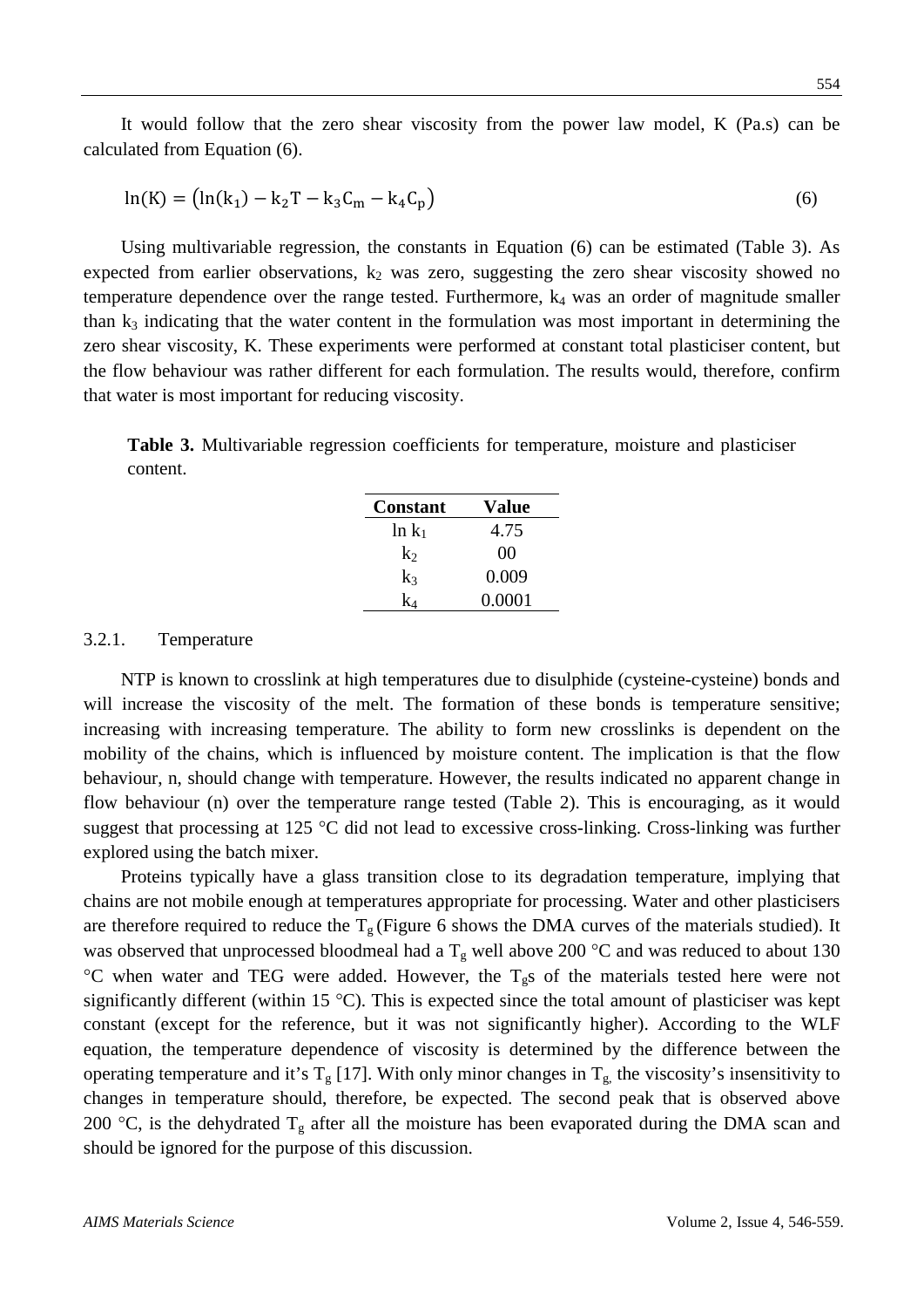It would follow that the zero shear viscosity from the power law model, K (Pa.s) can be calculated from Equation (6).

$$\ln(K) = \left(\ln(k_1) - k_2 T - k_3 C_m - k_4 C_p\right) \tag{6}$$

Using multivariable regression, the constants in Equation (6) can be estimated (Table 3). As expected from earlier observations, $k_2$ was zero, suggesting the zero shear viscosity showed no temperature dependence over the range tested. Furthermore, $k_4$ was an order of magnitude smaller than $k_3$ indicating that the water content in the formulation was most important in determining the zero shear viscosity, K. These experiments were performed at constant total plasticiser content, but the flow behaviour was rather different for each formulation. The results would, therefore, confirm that water is most important for reducing viscosity.

**Table 3.** Multivariable regression coefficients for temperature, moisture and plasticiser content.

| Constant | Value |
|---|---|
| $\ln k_1$ | 4.75 |
| $k_2$ | 00 |
| $k_3$ | 0.009 |
| $k_4$ | 0.0001 |

### 3.2.1. Temperature

NTP is known to crosslink at high temperatures due to disulphide (cysteine-cysteine) bonds and will increase the viscosity of the melt. The formation of these bonds is temperature sensitive; increasing with increasing temperature. The ability to form new crosslinks is dependent on the mobility of the chains, which is influenced by moisture content. The implication is that the flow behaviour, n, should change with temperature. However, the results indicated no apparent change in flow behaviour (n) over the temperature range tested (Table 2). This is encouraging, as it would suggest that processing at 125 °C did not lead to excessive cross-linking. Cross-linking was further explored using the batch mixer.

Proteins typically have a glass transition close to its degradation temperature, implying that chains are not mobile enough at temperatures appropriate for processing. Water and other plasticisers are therefore required to reduce the $T_g$ (Figure 6 shows the DMA curves of the materials studied). It was observed that unprocessed bloodmeal had a $T_g$ well above 200 °C and was reduced to about 130 °C when water and TEG were added. However, the $T_g$s of the materials tested here were not significantly different (within 15 °C). This is expected since the total amount of plasticiser was kept constant (except for the reference, but it was not significantly higher). According to the WLF equation, the temperature dependence of viscosity is determined by the difference between the operating temperature and it's $T_g$ [17]. With only minor changes in $T_g$, the viscosity's insensitivity to changes in temperature should, therefore, be expected. The second peak that is observed above 200 °C, is the dehydrated $T_g$ after all the moisture has been evaporated during the DMA scan and should be ignored for the purpose of this discussion.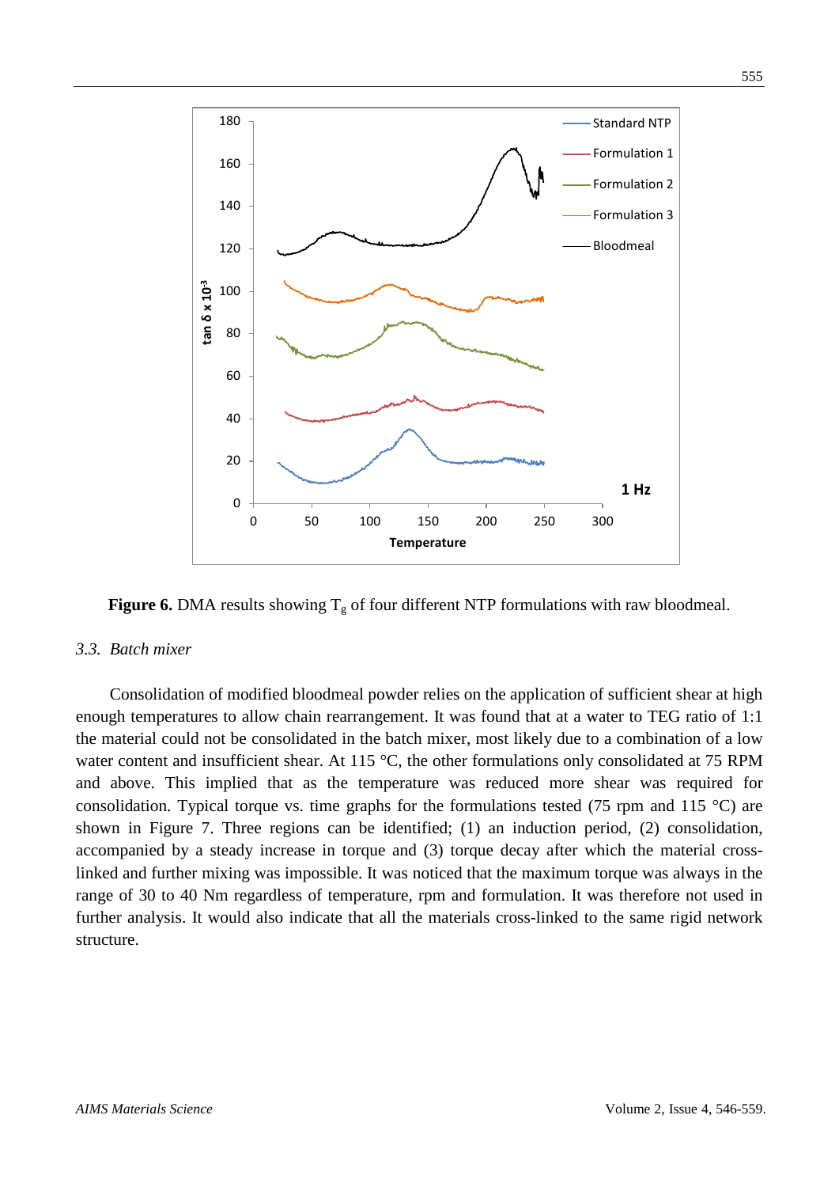**Figure 6.** DMA results showing $T_g$ of four different NTP formulations with raw bloodmeal.

### *3.3. Batch mixer*

Consolidation of modified bloodmeal powder relies on the application of sufficient shear at high enough temperatures to allow chain rearrangement. It was found that at a water to TEG ratio of 1:1 the material could not be consolidated in the batch mixer, most likely due to a combination of a low water content and insufficient shear. At 115 °C, the other formulations only consolidated at 75 RPM and above. This implied that as the temperature was reduced more shear was required for consolidation. Typical torque vs. time graphs for the formulations tested (75 rpm and 115 °C) are shown in Figure 7. Three regions can be identified; (1) an induction period, (2) consolidation, accompanied by a steady increase in torque and (3) torque decay after which the material cross-linked and further mixing was impossible. It was noticed that the maximum torque was always in the range of 30 to 40 Nm regardless of temperature, rpm and formulation. It was therefore not used in further analysis. It would also indicate that all the materials cross-linked to the same rigid network structure.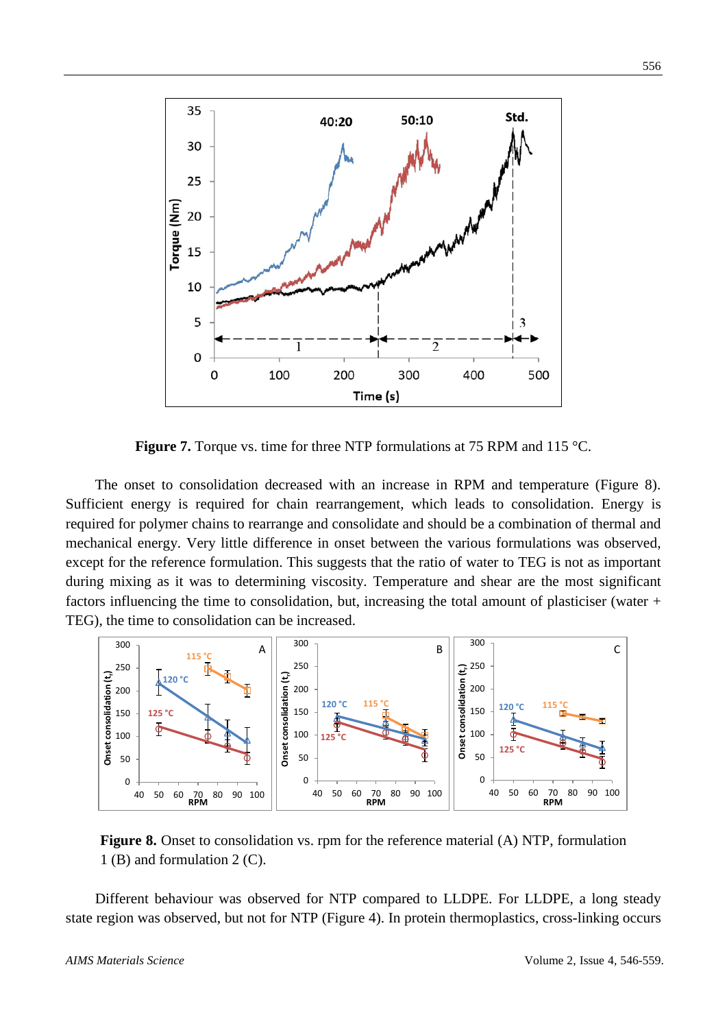**Figure 7.** Torque vs. time for three NTP formulations at 75 RPM and 115 °C.

The onset to consolidation decreased with an increase in RPM and temperature (Figure 8). Sufficient energy is required for chain rearrangement, which leads to consolidation. Energy is required for polymer chains to rearrange and consolidate and should be a combination of thermal and mechanical energy. Very little difference in onset between the various formulations was observed, except for the reference formulation. This suggests that the ratio of water to TEG is not as important during mixing as it was to determining viscosity. Temperature and shear are the most significant factors influencing the time to consolidation, but, increasing the total amount of plasticiser (water + TEG), the time to consolidation can be increased.

**Figure 8.** Onset to consolidation vs. rpm for the reference material (A) NTP, formulation 1 (B) and formulation 2 (C).

Different behaviour was observed for NTP compared to LLDPE. For LLDPE, a long steady state region was observed, but not for NTP (Figure 4). In protein thermoplastics, cross-linking occurs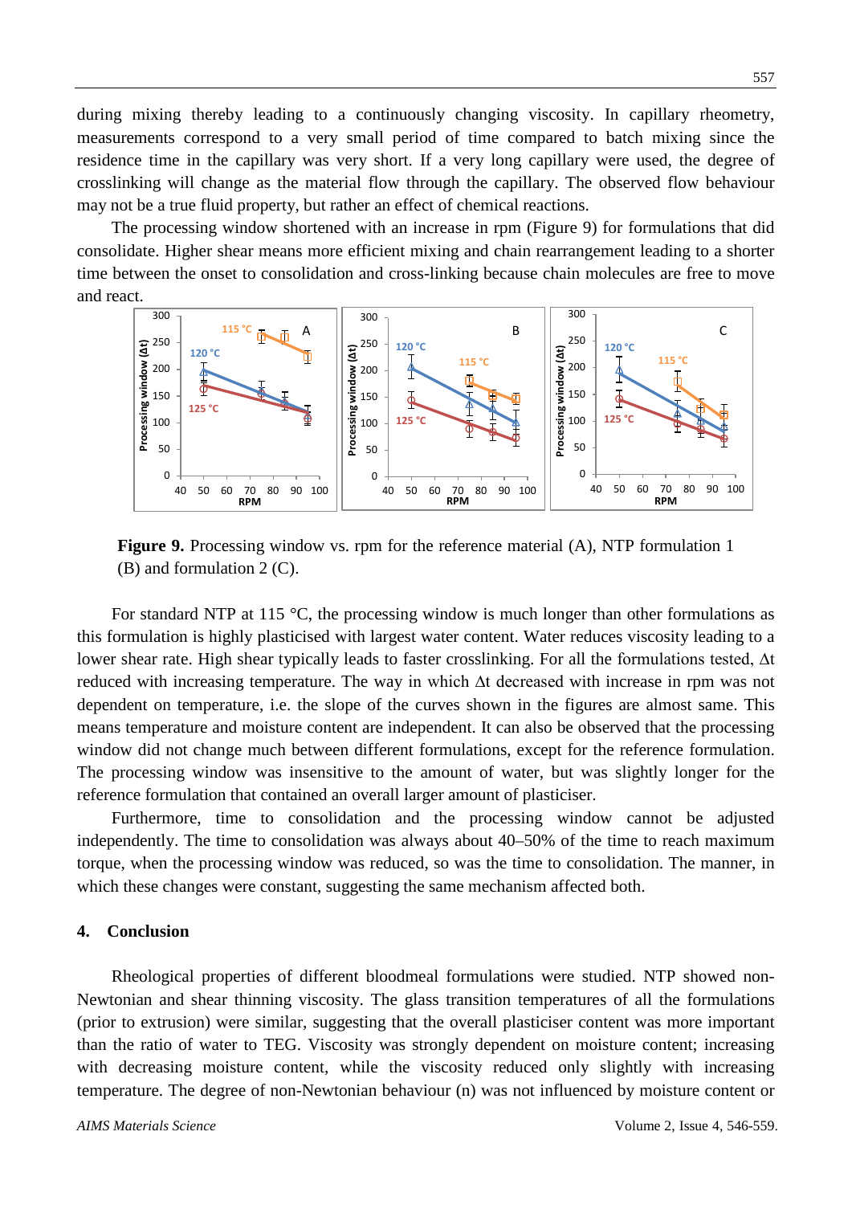during mixing thereby leading to a continuously changing viscosity. In capillary rheometry, measurements correspond to a very small period of time compared to batch mixing since the residence time in the capillary was very short. If a very long capillary were used, the degree of crosslinking will change as the material flow through the capillary. The observed flow behaviour may not be a true fluid property, but rather an effect of chemical reactions.

The processing window shortened with an increase in rpm (Figure 9) for formulations that did consolidate. Higher shear means more efficient mixing and chain rearrangement leading to a shorter time between the onset to consolidation and cross-linking because chain molecules are free to move and react.

**Figure 9.** Processing window vs. rpm for the reference material (A), NTP formulation 1 (B) and formulation 2 (C).

For standard NTP at 115 °C, the processing window is much longer than other formulations as this formulation is highly plasticised with largest water content. Water reduces viscosity leading to a lower shear rate. High shear typically leads to faster crosslinking. For all the formulations tested, Δt reduced with increasing temperature. The way in which Δt decreased with increase in rpm was not dependent on temperature, i.e. the slope of the curves shown in the figures are almost same. This means temperature and moisture content are independent. It can also be observed that the processing window did not change much between different formulations, except for the reference formulation. The processing window was insensitive to the amount of water, but was slightly longer for the reference formulation that contained an overall larger amount of plasticiser.

Furthermore, time to consolidation and the processing window cannot be adjusted independently. The time to consolidation was always about 40–50% of the time to reach maximum torque, when the processing window was reduced, so was the time to consolidation. The manner, in which these changes were constant, suggesting the same mechanism affected both.

## 4. Conclusion

Rheological properties of different bloodmeal formulations were studied. NTP showed non-Newtonian and shear thinning viscosity. The glass transition temperatures of all the formulations (prior to extrusion) were similar, suggesting that the overall plasticiser content was more important than the ratio of water to TEG. Viscosity was strongly dependent on moisture content; increasing with decreasing moisture content, while the viscosity reduced only slightly with increasing temperature. The degree of non-Newtonian behaviour (n) was not influenced by moisture content or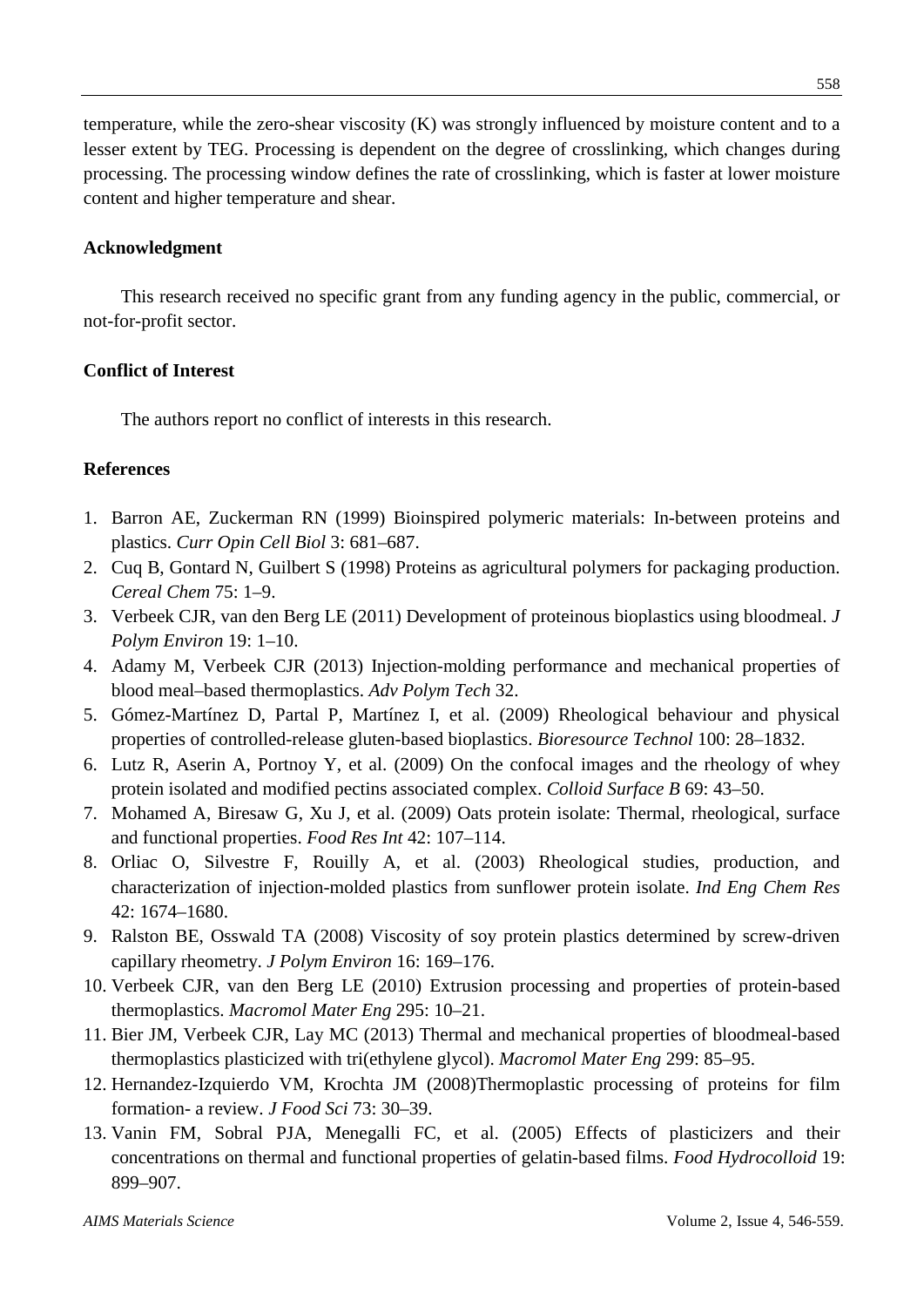temperature, while the zero-shear viscosity (K) was strongly influenced by moisture content and to a lesser extent by TEG. Processing is dependent on the degree of crosslinking, which changes during processing. The processing window defines the rate of crosslinking, which is faster at lower moisture content and higher temperature and shear.

## Acknowledgment

This research received no specific grant from any funding agency in the public, commercial, or not-for-profit sector.

## Conflict of Interest

The authors report no conflict of interests in this research.

## References

1. Barron AE, Zuckerman RN (1999) Bioinspired polymeric materials: In-between proteins and plastics. *Curr Opin Cell Biol* 3: 681–687.
2. Cuq B, Gontard N, Guilbert S (1998) Proteins as agricultural polymers for packaging production. *Cereal Chem* 75: 1–9.
3. Verbeek CJR, van den Berg LE (2011) Development of proteinous bioplastics using bloodmeal. *J Polym Environ* 19: 1–10.
4. Adamy M, Verbeek CJR (2013) Injection-molding performance and mechanical properties of blood meal–based thermoplastics. *Adv Polym Tech* 32.
5. Gómez-Martínez D, Partal P, Martínez I, et al. (2009) Rheological behaviour and physical properties of controlled-release gluten-based bioplastics. *Bioresource Technol* 100: 28–1832.
6. Lutz R, Aserin A, Portnoy Y, et al. (2009) On the confocal images and the rheology of whey protein isolated and modified pectins associated complex. *Colloid Surface B* 69: 43–50.
7. Mohamed A, Biresaw G, Xu J, et al. (2009) Oats protein isolate: Thermal, rheological, surface and functional properties. *Food Res Int* 42: 107–114.
8. Orliac O, Silvestre F, Rouilly A, et al. (2003) Rheological studies, production, and characterization of injection-molded plastics from sunflower protein isolate. *Ind Eng Chem Res* 42: 1674–1680.
9. Ralston BE, Osswald TA (2008) Viscosity of soy protein plastics determined by screw-driven capillary rheometry. *J Polym Environ* 16: 169–176.
10. Verbeek CJR, van den Berg LE (2010) Extrusion processing and properties of protein-based thermoplastics. *Macromol Mater Eng* 295: 10–21.
11. Bier JM, Verbeek CJR, Lay MC (2013) Thermal and mechanical properties of bloodmeal-based thermoplastics plasticized with tri(ethylene glycol). *Macromol Mater Eng* 299: 85–95.
12. Hernandez-Izquierdo VM, Krochta JM (2008)Thermoplastic processing of proteins for film formation- a review. *J Food Sci* 73: 30–39.
13. Vanin FM, Sobral PJA, Menegalli FC, et al. (2005) Effects of plasticizers and their concentrations on thermal and functional properties of gelatin-based films. *Food Hydrocolloid* 19: 899–907.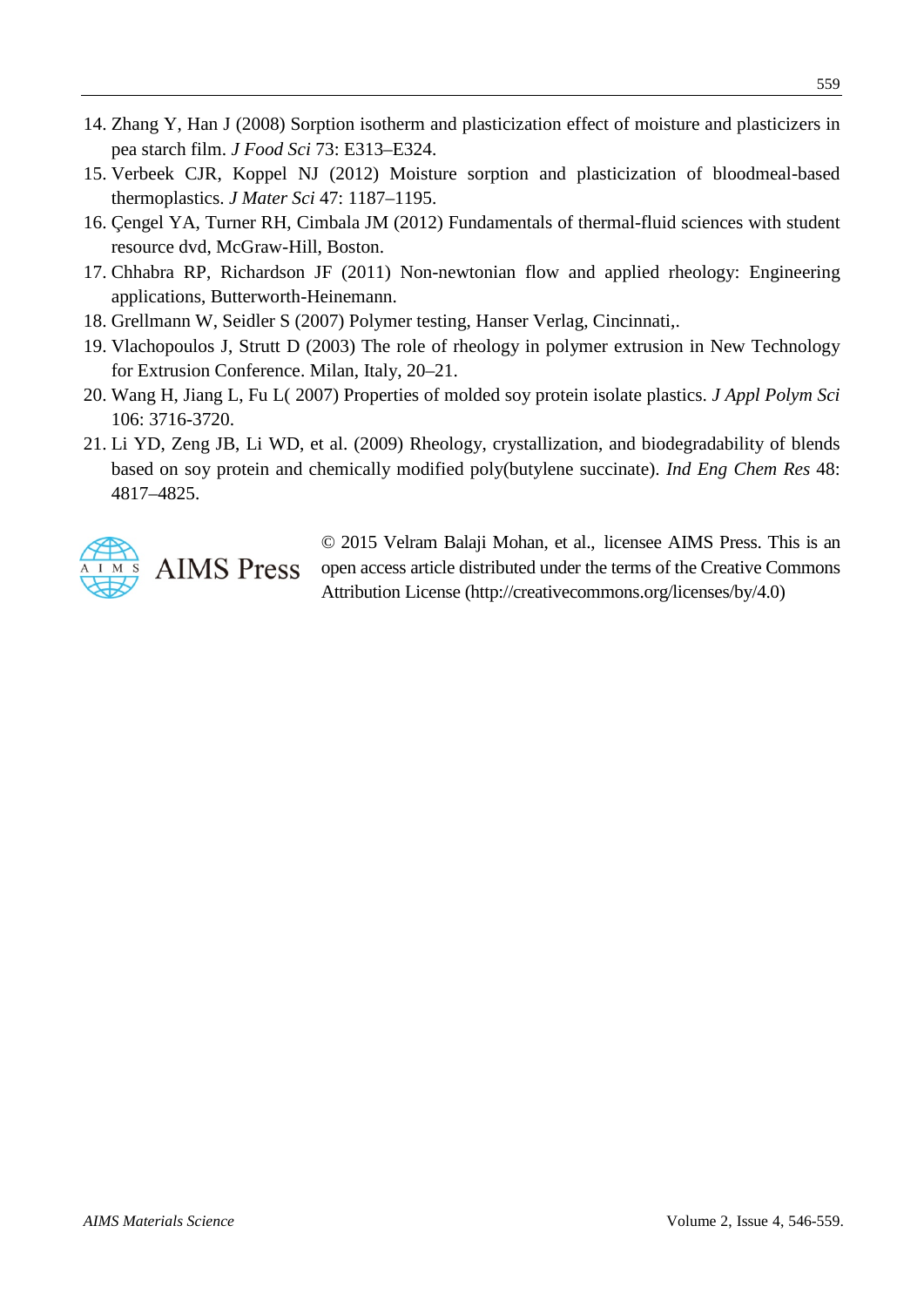14. Zhang Y, Han J (2008) Sorption isotherm and plasticization effect of moisture and plasticizers in pea starch film. *J Food Sci* 73: E313–E324.
15. Verbeek CJR, Koppel NJ (2012) Moisture sorption and plasticization of bloodmeal-based thermoplastics. *J Mater Sci* 47: 1187–1195.
16. Çengel YA, Turner RH, Cimbala JM (2012) Fundamentals of thermal-fluid sciences with student resource dvd, McGraw-Hill, Boston.
17. Chhabra RP, Richardson JF (2011) Non-newtonian flow and applied rheology: Engineering applications, Butterworth-Heinemann.
18. Grellmann W, Seidler S (2007) Polymer testing, Hanser Verlag, Cincinnati,.
19. Vlachopoulos J, Strutt D (2003) The role of rheology in polymer extrusion in New Technology for Extrusion Conference. Milan, Italy, 20–21.
20. Wang H, Jiang L, Fu L( 2007) Properties of molded soy protein isolate plastics. *J Appl Polym Sci* 106: 3716-3720.
21. Li YD, Zeng JB, Li WD, et al. (2009) Rheology, crystallization, and biodegradability of blends based on soy protein and chemically modified poly(butylene succinate). *Ind Eng Chem Res* 48: 4817–4825.

AIMS Press

© 2015 Velram Balaji Mohan, et al., licensee AIMS Press. This is an open access article distributed under the terms of the Creative Commons Attribution License (http://creativecommons.org/licenses/by/4.0)